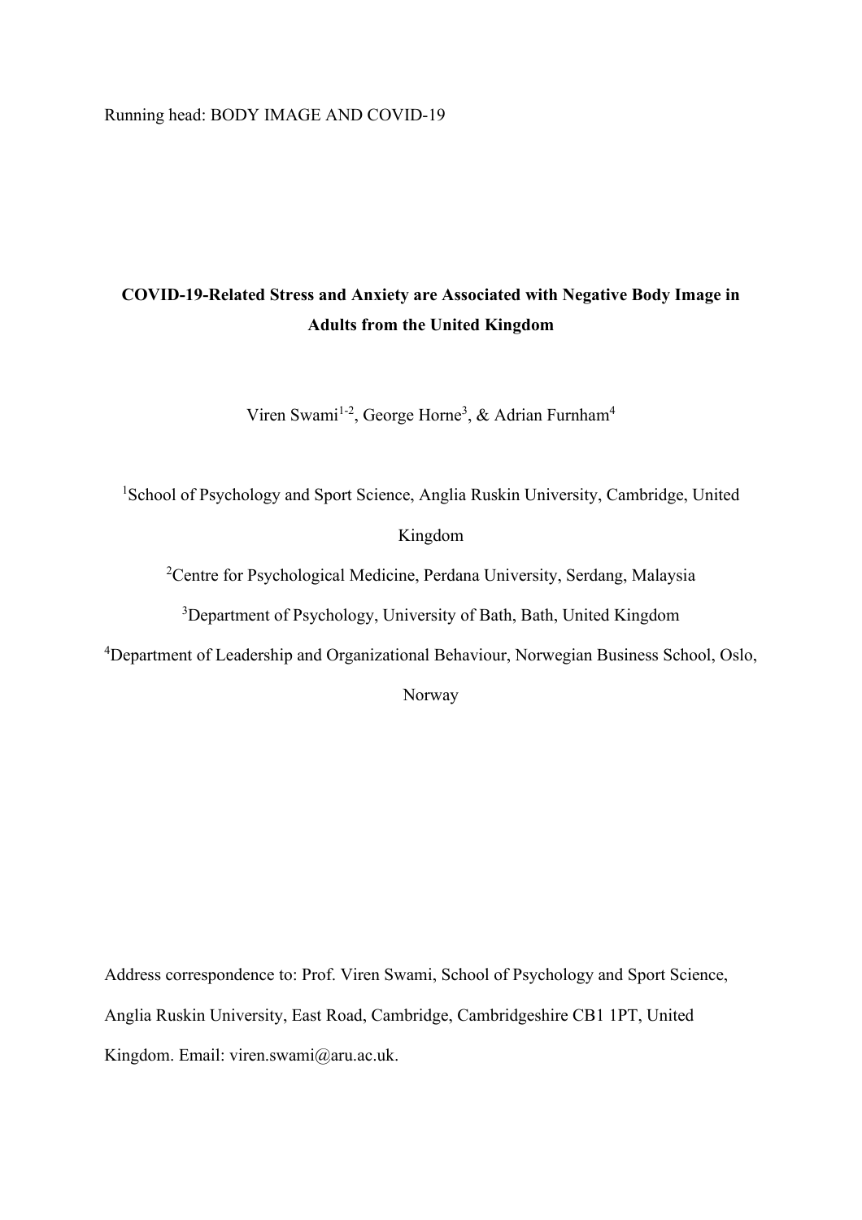# COVID-19-Related Stress and Anxiety are Associated with Negative Body Image in Adults from the United Kingdom

Viren Swami[1-2], George Horne[3], & Adrian Furnham[4]

[1]School of Psychology and Sport Science, Anglia Ruskin University, Cambridge, United Kingdom

[2]Centre for Psychological Medicine, Perdana University, Serdang, Malaysia

[3]Department of Psychology, University of Bath, Bath, United Kingdom

[4]Department of Leadership and Organizational Behaviour, Norwegian Business School, Oslo, Norway

Address correspondence to: Prof. Viren Swami, School of Psychology and Sport Science, Anglia Ruskin University, East Road, Cambridge, Cambridgeshire CB1 1PT, United Kingdom. Email: viren.swami@aru.ac.uk.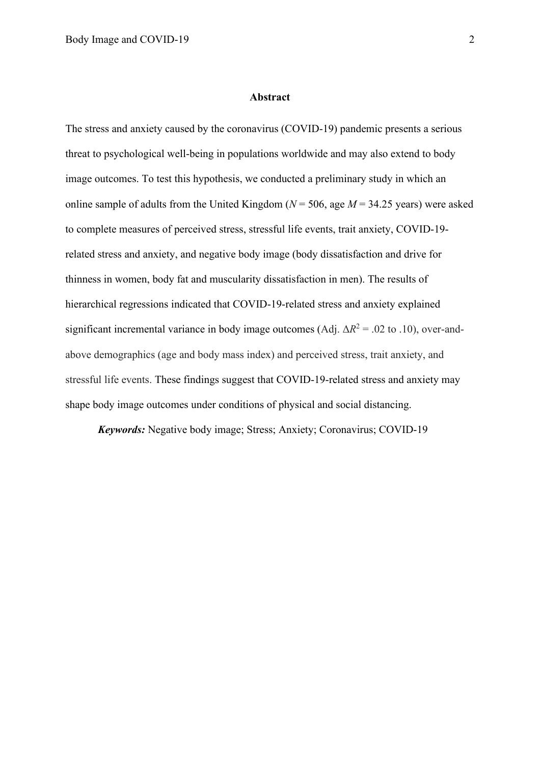## Abstract

The stress and anxiety caused by the coronavirus (COVID-19) pandemic presents a serious threat to psychological well-being in populations worldwide and may also extend to body image outcomes. To test this hypothesis, we conducted a preliminary study in which an online sample of adults from the United Kingdom ($N$ = 506, age $M$ = 34.25 years) were asked to complete measures of perceived stress, stressful life events, trait anxiety, COVID-19-related stress and anxiety, and negative body image (body dissatisfaction and drive for thinness in women, body fat and muscularity dissatisfaction in men). The results of hierarchical regressions indicated that COVID-19-related stress and anxiety explained significant incremental variance in body image outcomes (Adj. $\Delta R^2$ = .02 to .10), over-and-above demographics (age and body mass index) and perceived stress, trait anxiety, and stressful life events. These findings suggest that COVID-19-related stress and anxiety may shape body image outcomes under conditions of physical and social distancing.

***Keywords:*** Negative body image; Stress; Anxiety; Coronavirus; COVID-19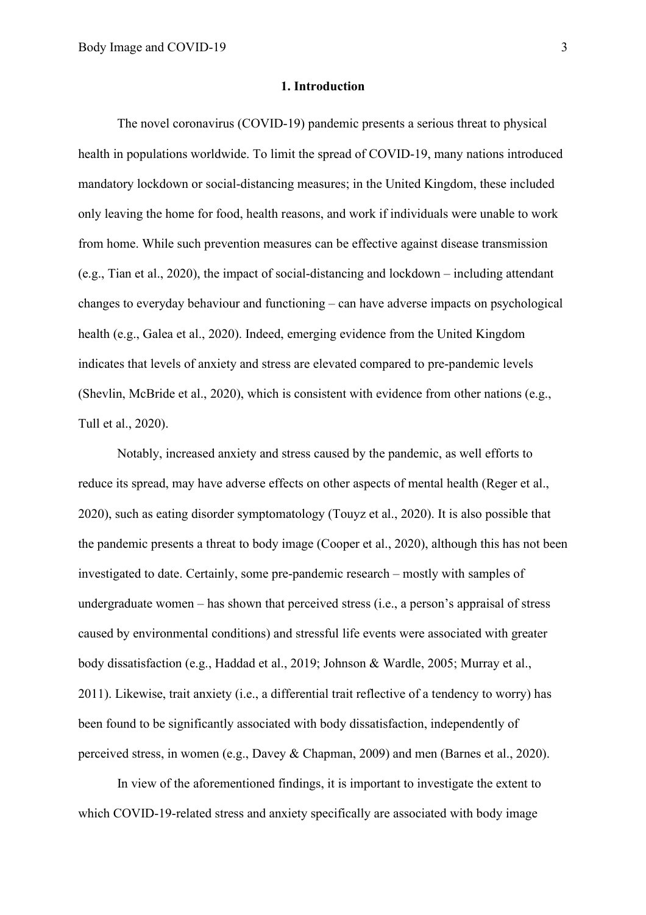## 1. Introduction

The novel coronavirus (COVID-19) pandemic presents a serious threat to physical health in populations worldwide. To limit the spread of COVID-19, many nations introduced mandatory lockdown or social-distancing measures; in the United Kingdom, these included only leaving the home for food, health reasons, and work if individuals were unable to work from home. While such prevention measures can be effective against disease transmission (e.g., Tian et al., 2020), the impact of social-distancing and lockdown – including attendant changes to everyday behaviour and functioning – can have adverse impacts on psychological health (e.g., Galea et al., 2020). Indeed, emerging evidence from the United Kingdom indicates that levels of anxiety and stress are elevated compared to pre-pandemic levels (Shevlin, McBride et al., 2020), which is consistent with evidence from other nations (e.g., Tull et al., 2020).

Notably, increased anxiety and stress caused by the pandemic, as well efforts to reduce its spread, may have adverse effects on other aspects of mental health (Reger et al., 2020), such as eating disorder symptomatology (Touyz et al., 2020). It is also possible that the pandemic presents a threat to body image (Cooper et al., 2020), although this has not been investigated to date. Certainly, some pre-pandemic research – mostly with samples of undergraduate women – has shown that perceived stress (i.e., a person's appraisal of stress caused by environmental conditions) and stressful life events were associated with greater body dissatisfaction (e.g., Haddad et al., 2019; Johnson & Wardle, 2005; Murray et al., 2011). Likewise, trait anxiety (i.e., a differential trait reflective of a tendency to worry) has been found to be significantly associated with body dissatisfaction, independently of perceived stress, in women (e.g., Davey & Chapman, 2009) and men (Barnes et al., 2020).

In view of the aforementioned findings, it is important to investigate the extent to which COVID-19-related stress and anxiety specifically are associated with body image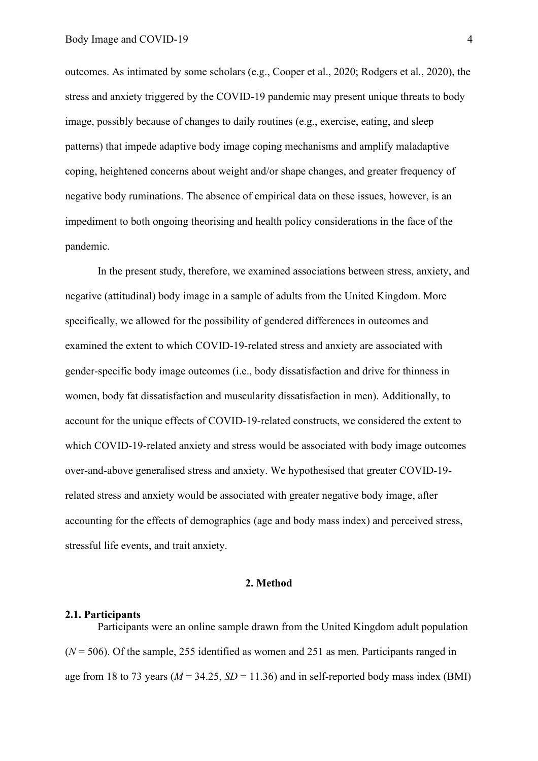outcomes. As intimated by some scholars (e.g., Cooper et al., 2020; Rodgers et al., 2020), the stress and anxiety triggered by the COVID-19 pandemic may present unique threats to body image, possibly because of changes to daily routines (e.g., exercise, eating, and sleep patterns) that impede adaptive body image coping mechanisms and amplify maladaptive coping, heightened concerns about weight and/or shape changes, and greater frequency of negative body ruminations. The absence of empirical data on these issues, however, is an impediment to both ongoing theorising and health policy considerations in the face of the pandemic.

In the present study, therefore, we examined associations between stress, anxiety, and negative (attitudinal) body image in a sample of adults from the United Kingdom. More specifically, we allowed for the possibility of gendered differences in outcomes and examined the extent to which COVID-19-related stress and anxiety are associated with gender-specific body image outcomes (i.e., body dissatisfaction and drive for thinness in women, body fat dissatisfaction and muscularity dissatisfaction in men). Additionally, to account for the unique effects of COVID-19-related constructs, we considered the extent to which COVID-19-related anxiety and stress would be associated with body image outcomes over-and-above generalised stress and anxiety. We hypothesised that greater COVID-19-related stress and anxiety would be associated with greater negative body image, after accounting for the effects of demographics (age and body mass index) and perceived stress, stressful life events, and trait anxiety.

## 2. Method

### 2.1. Participants

Participants were an online sample drawn from the United Kingdom adult population ($N = 506$). Of the sample, 255 identified as women and 251 as men. Participants ranged in age from 18 to 73 years ($M = 34.25$, $SD = 11.36$) and in self-reported body mass index (BMI)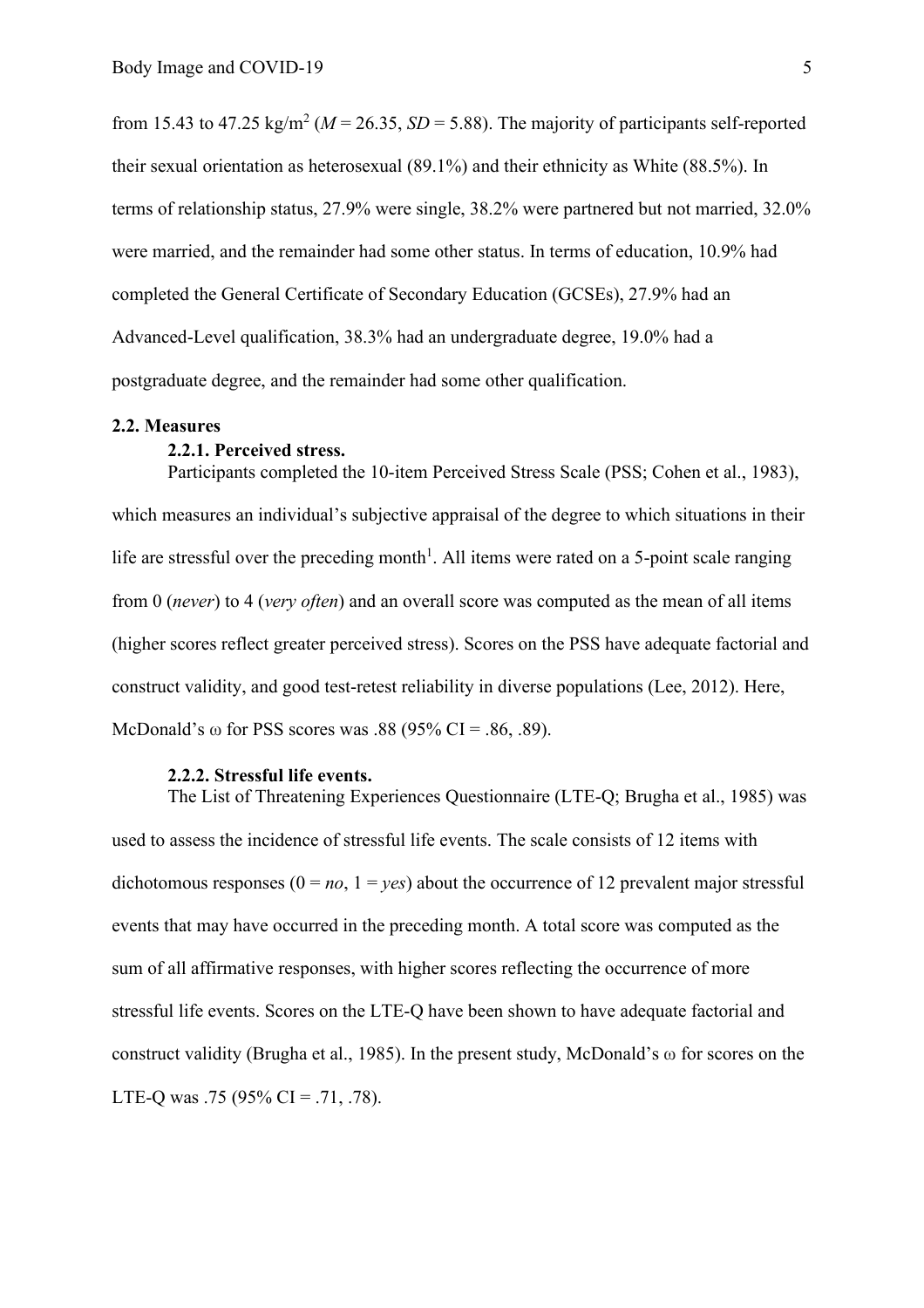from 15.43 to 47.25 kg/m$^2$ (*M* = 26.35, *SD* = 5.88). The majority of participants self-reported their sexual orientation as heterosexual (89.1%) and their ethnicity as White (88.5%). In terms of relationship status, 27.9% were single, 38.2% were partnered but not married, 32.0% were married, and the remainder had some other status. In terms of education, 10.9% had completed the General Certificate of Secondary Education (GCSEs), 27.9% had an Advanced-Level qualification, 38.3% had an undergraduate degree, 19.0% had a postgraduate degree, and the remainder had some other qualification.

## 2.2. Measures

### 2.2.1. Perceived stress.

Participants completed the 10-item Perceived Stress Scale (PSS; Cohen et al., 1983), which measures an individual's subjective appraisal of the degree to which situations in their life are stressful over the preceding month[1]. All items were rated on a 5-point scale ranging from 0 (*never*) to 4 (*very often*) and an overall score was computed as the mean of all items (higher scores reflect greater perceived stress). Scores on the PSS have adequate factorial and construct validity, and good test-retest reliability in diverse populations (Lee, 2012). Here, McDonald's $\omega$ for PSS scores was .88 (95% CI = .86, .89).

### 2.2.2. Stressful life events.

The List of Threatening Experiences Questionnaire (LTE-Q; Brugha et al., 1985) was used to assess the incidence of stressful life events. The scale consists of 12 items with dichotomous responses (0 = *no*, 1 = *yes*) about the occurrence of 12 prevalent major stressful events that may have occurred in the preceding month. A total score was computed as the sum of all affirmative responses, with higher scores reflecting the occurrence of more stressful life events. Scores on the LTE-Q have been shown to have adequate factorial and construct validity (Brugha et al., 1985). In the present study, McDonald's $\omega$ for scores on the LTE-Q was .75 (95% CI = .71, .78).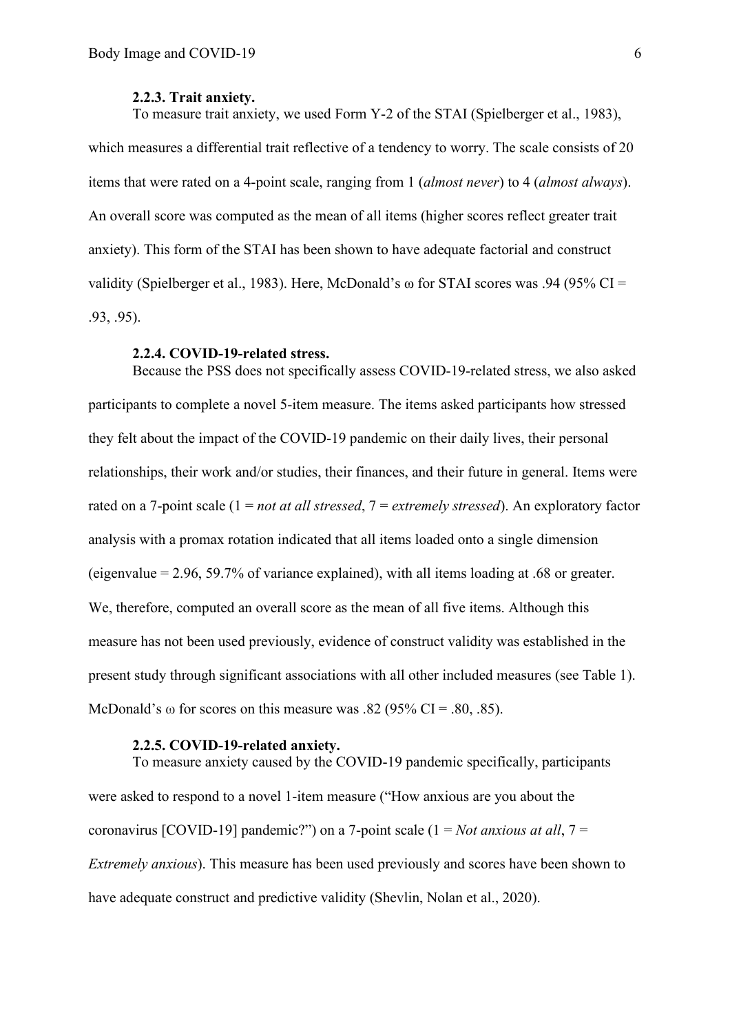#### 2.2.3. Trait anxiety.

To measure trait anxiety, we used Form Y-2 of the STAI (Spielberger et al., 1983), which measures a differential trait reflective of a tendency to worry. The scale consists of 20 items that were rated on a 4-point scale, ranging from 1 (*almost never*) to 4 (*almost always*). An overall score was computed as the mean of all items (higher scores reflect greater trait anxiety). This form of the STAI has been shown to have adequate factorial and construct validity (Spielberger et al., 1983). Here, McDonald's $\omega$ for STAI scores was .94 (95% CI = .93, .95).

#### 2.2.4. COVID-19-related stress.

Because the PSS does not specifically assess COVID-19-related stress, we also asked participants to complete a novel 5-item measure. The items asked participants how stressed they felt about the impact of the COVID-19 pandemic on their daily lives, their personal relationships, their work and/or studies, their finances, and their future in general. Items were rated on a 7-point scale (1 = *not at all stressed*, 7 = *extremely stressed*). An exploratory factor analysis with a promax rotation indicated that all items loaded onto a single dimension (eigenvalue = 2.96, 59.7% of variance explained), with all items loading at .68 or greater. We, therefore, computed an overall score as the mean of all five items. Although this measure has not been used previously, evidence of construct validity was established in the present study through significant associations with all other included measures (see Table 1). McDonald's $\omega$ for scores on this measure was .82 (95% CI = .80, .85).

#### 2.2.5. COVID-19-related anxiety.

To measure anxiety caused by the COVID-19 pandemic specifically, participants were asked to respond to a novel 1-item measure ("How anxious are you about the coronavirus [COVID-19] pandemic?") on a 7-point scale (1 = *Not anxious at all*, 7 = *Extremely anxious*). This measure has been used previously and scores have been shown to have adequate construct and predictive validity (Shevlin, Nolan et al., 2020).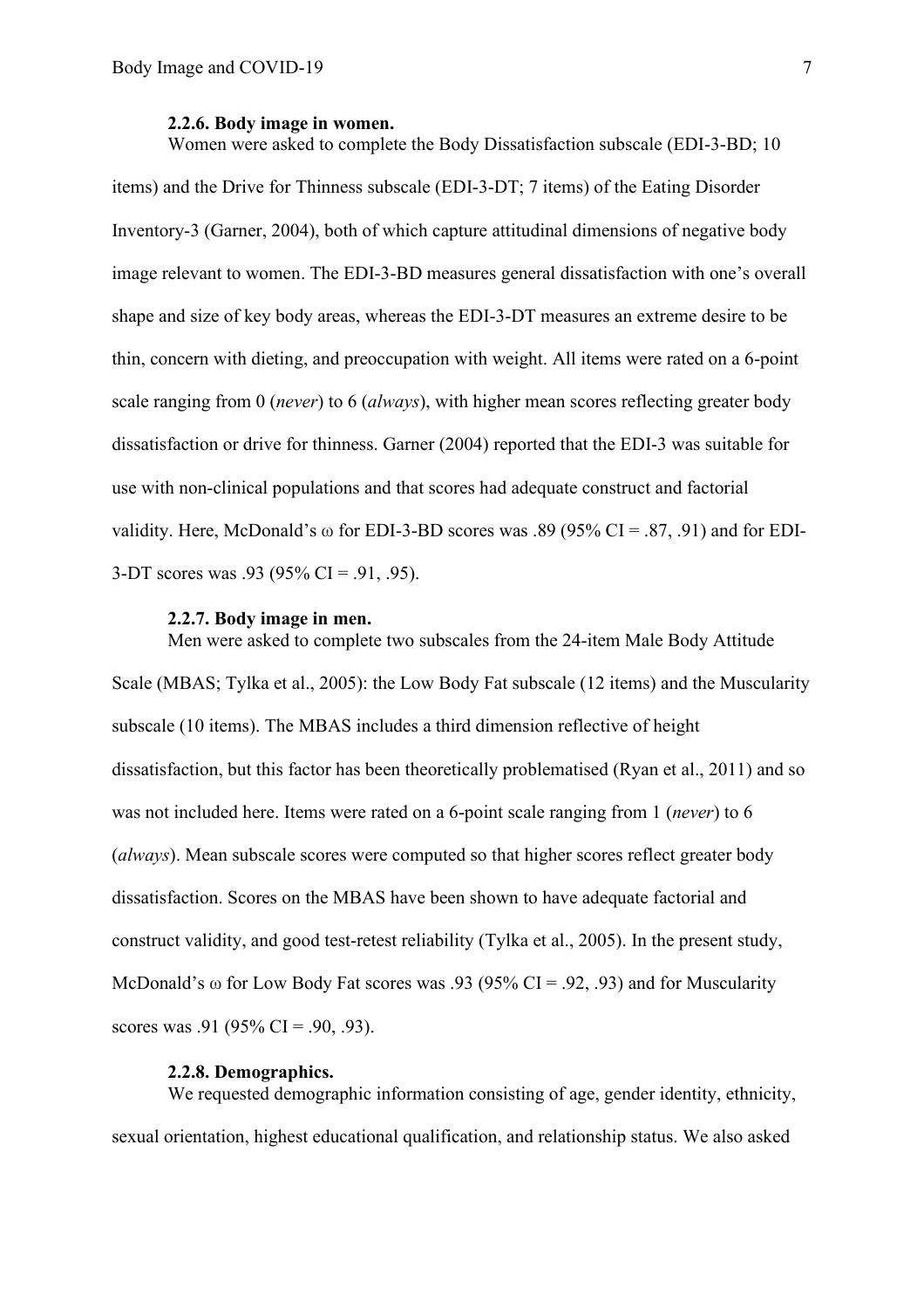### 2.2.6. Body image in women.

Women were asked to complete the Body Dissatisfaction subscale (EDI-3-BD; 10 items) and the Drive for Thinness subscale (EDI-3-DT; 7 items) of the Eating Disorder Inventory-3 (Garner, 2004), both of which capture attitudinal dimensions of negative body image relevant to women. The EDI-3-BD measures general dissatisfaction with one's overall shape and size of key body areas, whereas the EDI-3-DT measures an extreme desire to be thin, concern with dieting, and preoccupation with weight. All items were rated on a 6-point scale ranging from 0 (*never*) to 6 (*always*), with higher mean scores reflecting greater body dissatisfaction or drive for thinness. Garner (2004) reported that the EDI-3 was suitable for use with non-clinical populations and that scores had adequate construct and factorial validity. Here, McDonald's $\omega$ for EDI-3-BD scores was .89 (95% CI = .87, .91) and for EDI-3-DT scores was .93 (95% CI = .91, .95).

### 2.2.7. Body image in men.

Men were asked to complete two subscales from the 24-item Male Body Attitude Scale (MBAS; Tylka et al., 2005): the Low Body Fat subscale (12 items) and the Muscularity subscale (10 items). The MBAS includes a third dimension reflective of height dissatisfaction, but this factor has been theoretically problematised (Ryan et al., 2011) and so was not included here. Items were rated on a 6-point scale ranging from 1 (*never*) to 6 (*always*). Mean subscale scores were computed so that higher scores reflect greater body dissatisfaction. Scores on the MBAS have been shown to have adequate factorial and construct validity, and good test-retest reliability (Tylka et al., 2005). In the present study, McDonald's $\omega$ for Low Body Fat scores was .93 (95% CI = .92, .93) and for Muscularity scores was .91 (95% CI = .90, .93).

### 2.2.8. Demographics.

We requested demographic information consisting of age, gender identity, ethnicity, sexual orientation, highest educational qualification, and relationship status. We also asked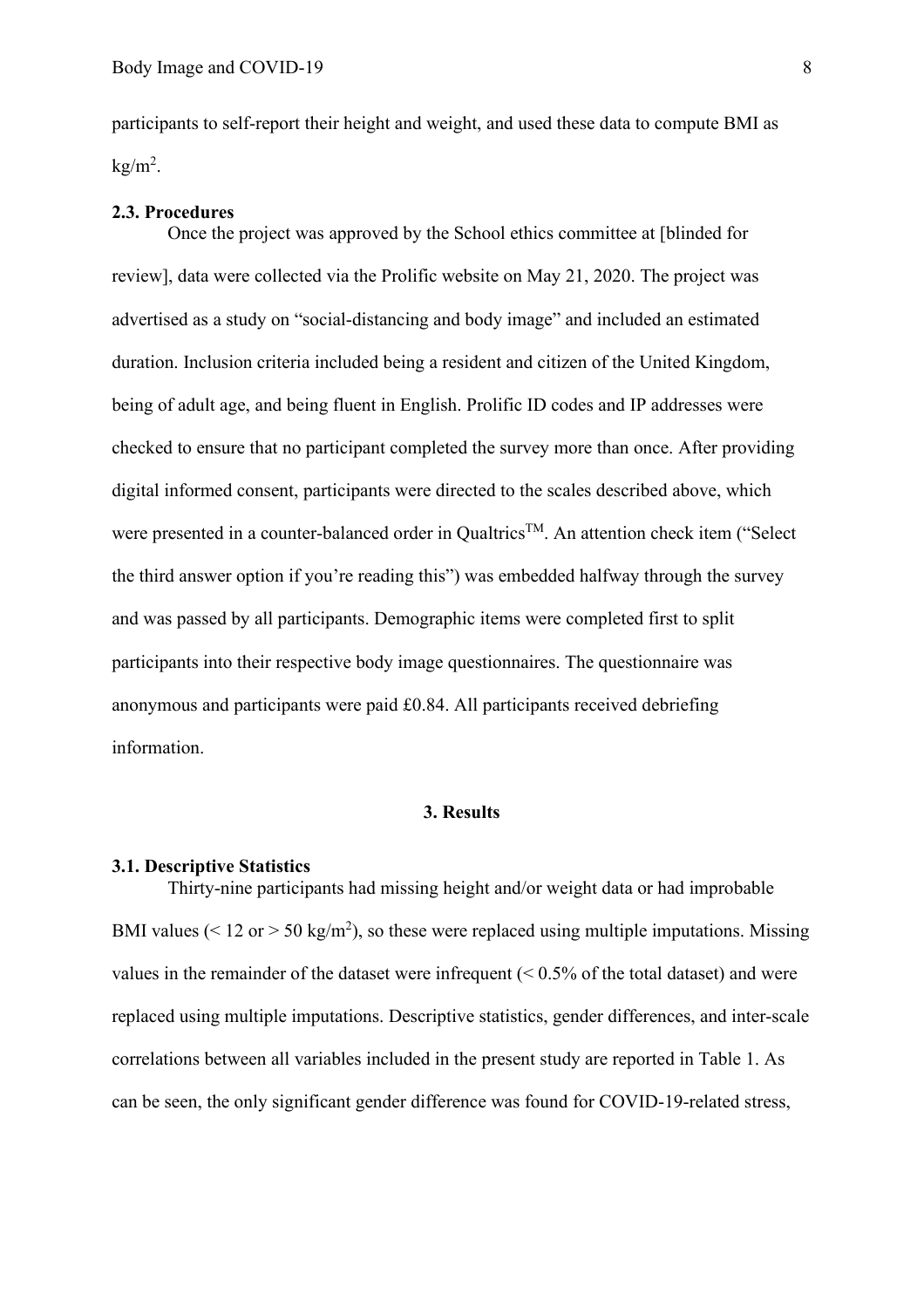participants to self-report their height and weight, and used these data to compute BMI as $kg/m^2$.

### 2.3. Procedures

Once the project was approved by the School ethics committee at [blinded for review], data were collected via the Prolific website on May 21, 2020. The project was advertised as a study on "social-distancing and body image" and included an estimated duration. Inclusion criteria included being a resident and citizen of the United Kingdom, being of adult age, and being fluent in English. Prolific ID codes and IP addresses were checked to ensure that no participant completed the survey more than once. After providing digital informed consent, participants were directed to the scales described above, which were presented in a counter-balanced order in Qualtrics™. An attention check item ("Select the third answer option if you're reading this") was embedded halfway through the survey and was passed by all participants. Demographic items were completed first to split participants into their respective body image questionnaires. The questionnaire was anonymous and participants were paid £0.84. All participants received debriefing information.

## 3. Results

### 3.1. Descriptive Statistics

Thirty-nine participants had missing height and/or weight data or had improbable BMI values ($< 12$ or $> 50$ $kg/m^2$), so these were replaced using multiple imputations. Missing values in the remainder of the dataset were infrequent ($< 0.5\%$ of the total dataset) and were replaced using multiple imputations. Descriptive statistics, gender differences, and inter-scale correlations between all variables included in the present study are reported in Table 1. As can be seen, the only significant gender difference was found for COVID-19-related stress,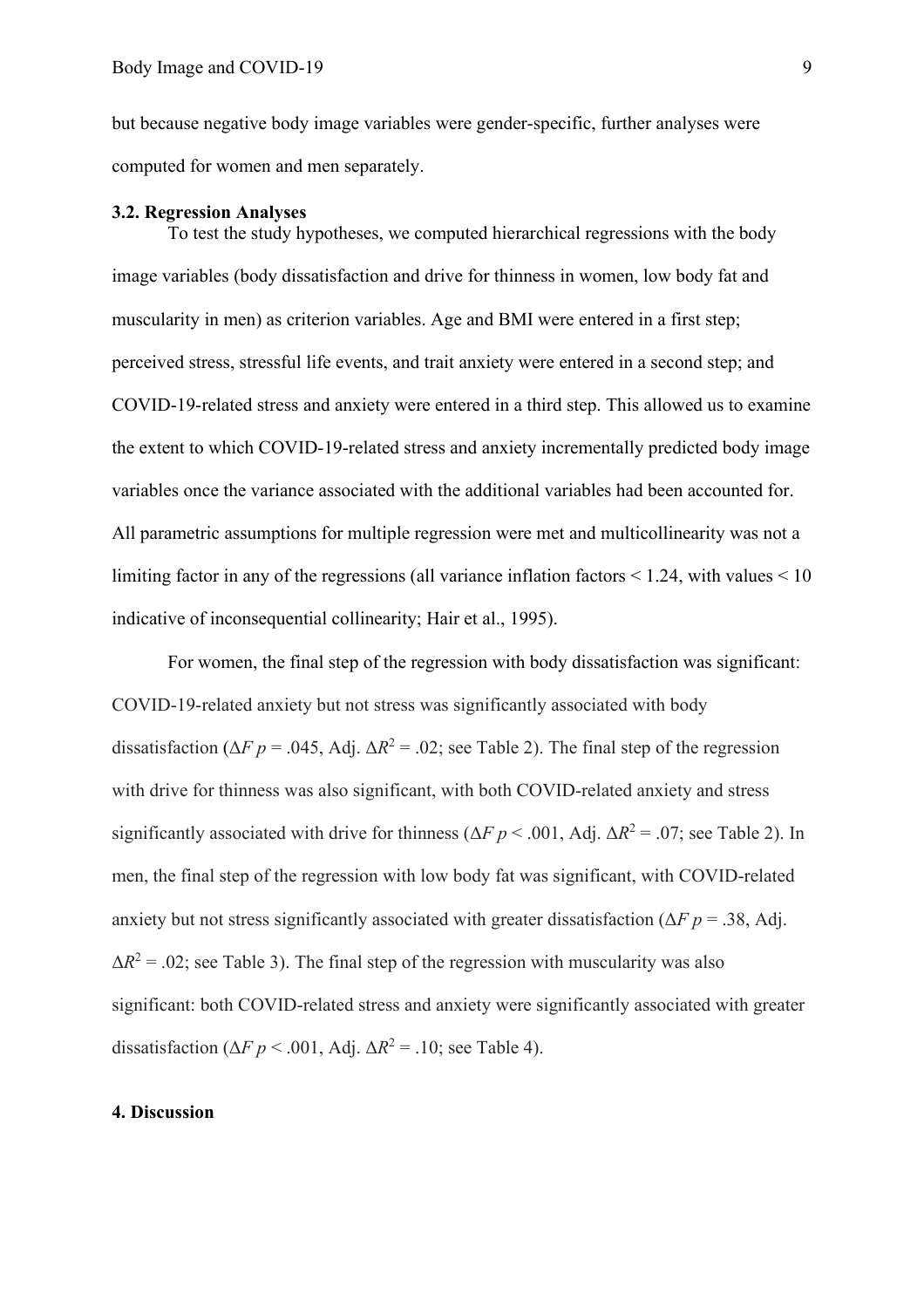but because negative body image variables were gender-specific, further analyses were computed for women and men separately.

### 3.2. Regression Analyses

To test the study hypotheses, we computed hierarchical regressions with the body image variables (body dissatisfaction and drive for thinness in women, low body fat and muscularity in men) as criterion variables. Age and BMI were entered in a first step; perceived stress, stressful life events, and trait anxiety were entered in a second step; and COVID-19-related stress and anxiety were entered in a third step. This allowed us to examine the extent to which COVID-19-related stress and anxiety incrementally predicted body image variables once the variance associated with the additional variables had been accounted for. All parametric assumptions for multiple regression were met and multicollinearity was not a limiting factor in any of the regressions (all variance inflation factors < 1.24, with values < 10 indicative of inconsequential collinearity; Hair et al., 1995).

For women, the final step of the regression with body dissatisfaction was significant: COVID-19-related anxiety but not stress was significantly associated with body dissatisfaction ($\Delta F$ $p = .045$, Adj. $\Delta R^2 = .02$; see Table 2). The final step of the regression with drive for thinness was also significant, with both COVID-related anxiety and stress significantly associated with drive for thinness ($\Delta F$ $p < .001$, Adj. $\Delta R^2 = .07$; see Table 2). In men, the final step of the regression with low body fat was significant, with COVID-related anxiety but not stress significantly associated with greater dissatisfaction ($\Delta F$ $p = .38$, Adj. $\Delta R^2 = .02$; see Table 3). The final step of the regression with muscularity was also significant: both COVID-related stress and anxiety were significantly associated with greater dissatisfaction ($\Delta F$ $p < .001$, Adj. $\Delta R^2 = .10$; see Table 4).

## 4. Discussion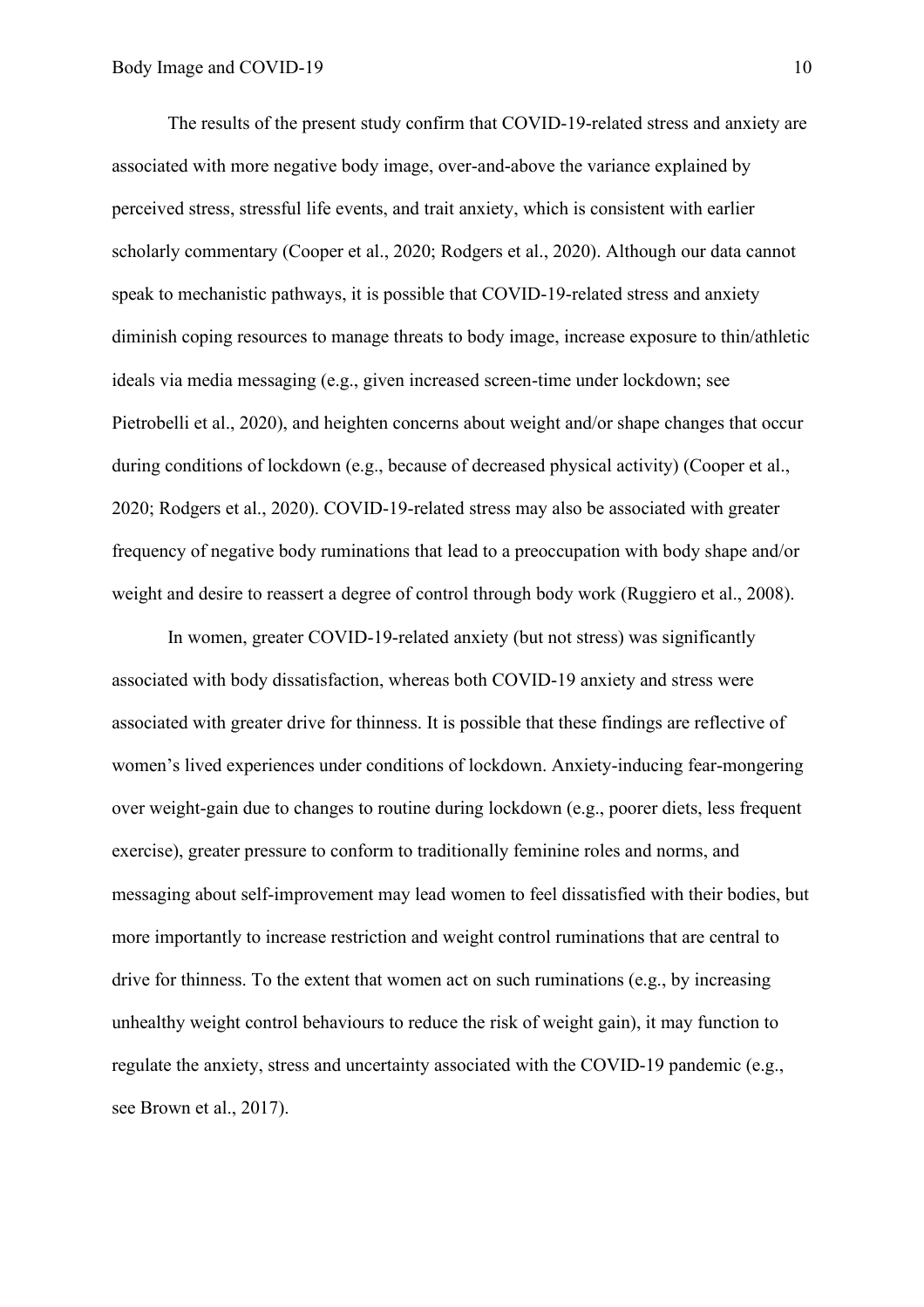The results of the present study confirm that COVID-19-related stress and anxiety are associated with more negative body image, over-and-above the variance explained by perceived stress, stressful life events, and trait anxiety, which is consistent with earlier scholarly commentary (Cooper et al., 2020; Rodgers et al., 2020). Although our data cannot speak to mechanistic pathways, it is possible that COVID-19-related stress and anxiety diminish coping resources to manage threats to body image, increase exposure to thin/athletic ideals via media messaging (e.g., given increased screen-time under lockdown; see Pietrobelli et al., 2020), and heighten concerns about weight and/or shape changes that occur during conditions of lockdown (e.g., because of decreased physical activity) (Cooper et al., 2020; Rodgers et al., 2020). COVID-19-related stress may also be associated with greater frequency of negative body ruminations that lead to a preoccupation with body shape and/or weight and desire to reassert a degree of control through body work (Ruggiero et al., 2008).

In women, greater COVID-19-related anxiety (but not stress) was significantly associated with body dissatisfaction, whereas both COVID-19 anxiety and stress were associated with greater drive for thinness. It is possible that these findings are reflective of women's lived experiences under conditions of lockdown. Anxiety-inducing fear-mongering over weight-gain due to changes to routine during lockdown (e.g., poorer diets, less frequent exercise), greater pressure to conform to traditionally feminine roles and norms, and messaging about self-improvement may lead women to feel dissatisfied with their bodies, but more importantly to increase restriction and weight control ruminations that are central to drive for thinness. To the extent that women act on such ruminations (e.g., by increasing unhealthy weight control behaviours to reduce the risk of weight gain), it may function to regulate the anxiety, stress and uncertainty associated with the COVID-19 pandemic (e.g., see Brown et al., 2017).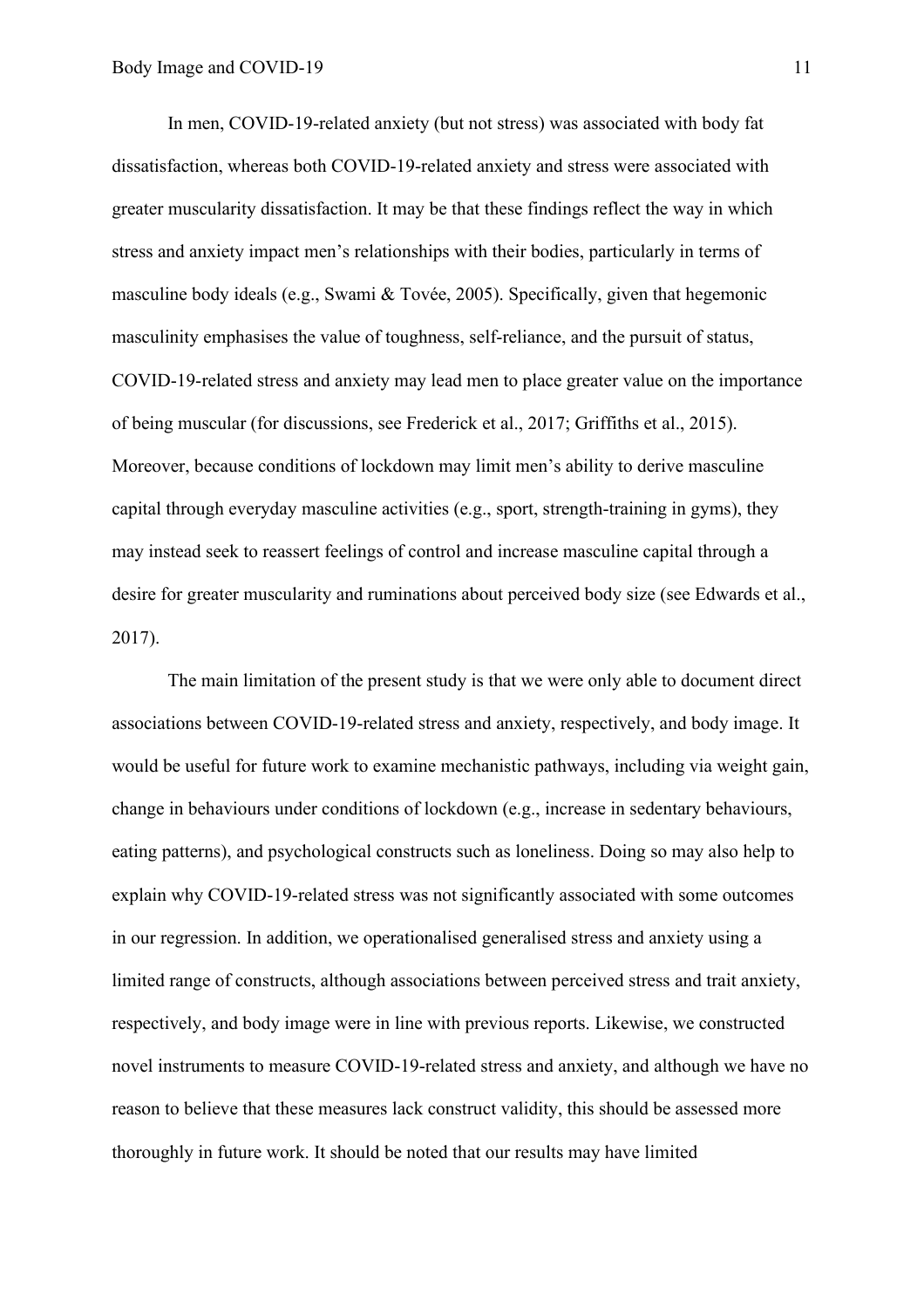In men, COVID-19-related anxiety (but not stress) was associated with body fat dissatisfaction, whereas both COVID-19-related anxiety and stress were associated with greater muscularity dissatisfaction. It may be that these findings reflect the way in which stress and anxiety impact men's relationships with their bodies, particularly in terms of masculine body ideals (e.g., Swami & Tovée, 2005). Specifically, given that hegemonic masculinity emphasises the value of toughness, self-reliance, and the pursuit of status, COVID-19-related stress and anxiety may lead men to place greater value on the importance of being muscular (for discussions, see Frederick et al., 2017; Griffiths et al., 2015). Moreover, because conditions of lockdown may limit men's ability to derive masculine capital through everyday masculine activities (e.g., sport, strength-training in gyms), they may instead seek to reassert feelings of control and increase masculine capital through a desire for greater muscularity and ruminations about perceived body size (see Edwards et al., 2017).

The main limitation of the present study is that we were only able to document direct associations between COVID-19-related stress and anxiety, respectively, and body image. It would be useful for future work to examine mechanistic pathways, including via weight gain, change in behaviours under conditions of lockdown (e.g., increase in sedentary behaviours, eating patterns), and psychological constructs such as loneliness. Doing so may also help to explain why COVID-19-related stress was not significantly associated with some outcomes in our regression. In addition, we operationalised generalised stress and anxiety using a limited range of constructs, although associations between perceived stress and trait anxiety, respectively, and body image were in line with previous reports. Likewise, we constructed novel instruments to measure COVID-19-related stress and anxiety, and although we have no reason to believe that these measures lack construct validity, this should be assessed more thoroughly in future work. It should be noted that our results may have limited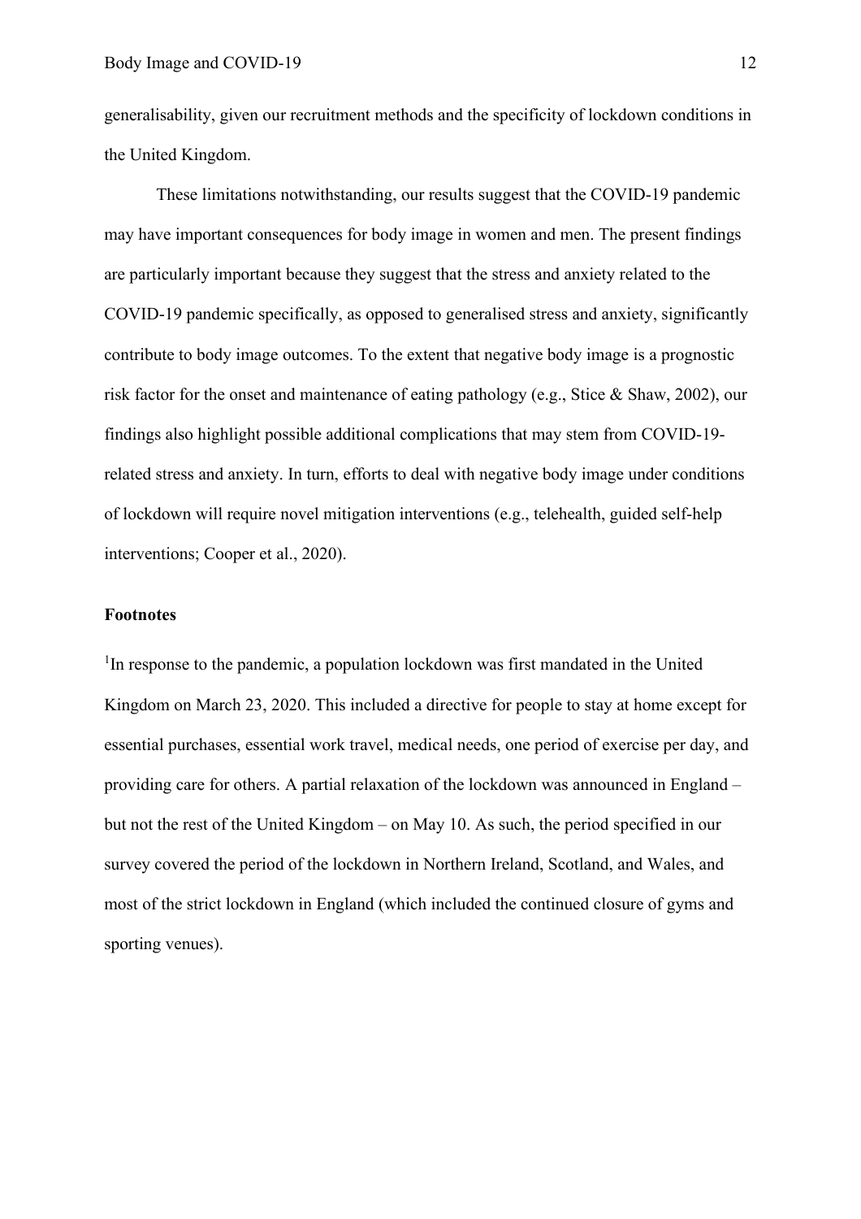generalisability, given our recruitment methods and the specificity of lockdown conditions in the United Kingdom.

These limitations notwithstanding, our results suggest that the COVID-19 pandemic may have important consequences for body image in women and men. The present findings are particularly important because they suggest that the stress and anxiety related to the COVID-19 pandemic specifically, as opposed to generalised stress and anxiety, significantly contribute to body image outcomes. To the extent that negative body image is a prognostic risk factor for the onset and maintenance of eating pathology (e.g., Stice & Shaw, 2002), our findings also highlight possible additional complications that may stem from COVID-19-related stress and anxiety. In turn, efforts to deal with negative body image under conditions of lockdown will require novel mitigation interventions (e.g., telehealth, guided self-help interventions; Cooper et al., 2020).

**Footnotes**

[1]In response to the pandemic, a population lockdown was first mandated in the United Kingdom on March 23, 2020. This included a directive for people to stay at home except for essential purchases, essential work travel, medical needs, one period of exercise per day, and providing care for others. A partial relaxation of the lockdown was announced in England – but not the rest of the United Kingdom – on May 10. As such, the period specified in our survey covered the period of the lockdown in Northern Ireland, Scotland, and Wales, and most of the strict lockdown in England (which included the continued closure of gyms and sporting venues).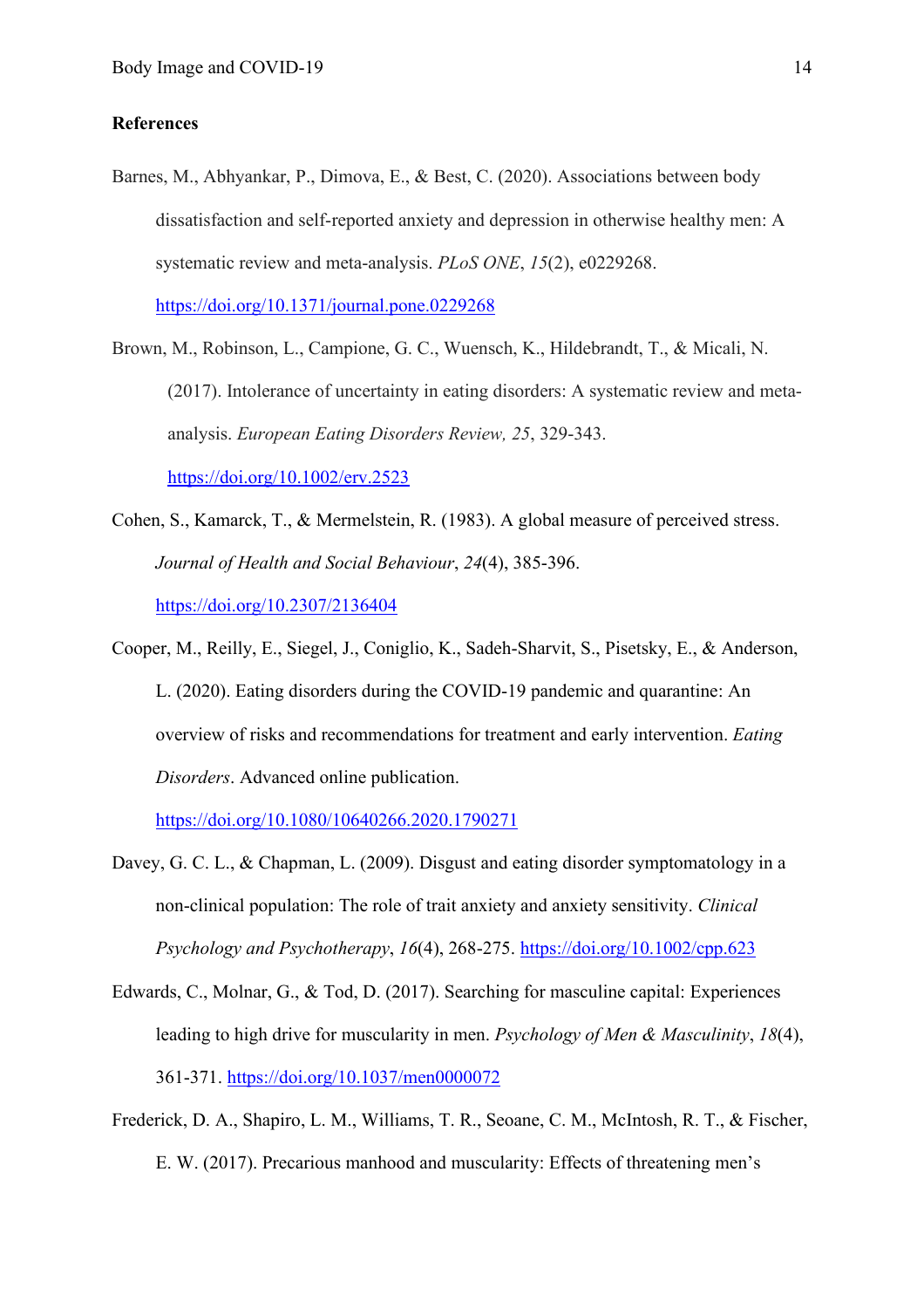## References

Barnes, M., Abhyankar, P., Dimova, E., & Best, C. (2020). Associations between body dissatisfaction and self-reported anxiety and depression in otherwise healthy men: A systematic review and meta-analysis. *PLoS ONE*, *15*(2), e0229268. https://doi.org/10.1371/journal.pone.0229268

Brown, M., Robinson, L., Campione, G. C., Wuensch, K., Hildebrandt, T., & Micali, N. (2017). Intolerance of uncertainty in eating disorders: A systematic review and meta-analysis. *European Eating Disorders Review, 25*, 329-343. https://doi.org/10.1002/erv.2523

Cohen, S., Kamarck, T., & Mermelstein, R. (1983). A global measure of perceived stress. *Journal of Health and Social Behaviour*, *24*(4), 385-396. https://doi.org/10.2307/2136404

Cooper, M., Reilly, E., Siegel, J., Coniglio, K., Sadeh-Sharvit, S., Pisetsky, E., & Anderson, L. (2020). Eating disorders during the COVID-19 pandemic and quarantine: An overview of risks and recommendations for treatment and early intervention. *Eating Disorders*. Advanced online publication. https://doi.org/10.1080/10640266.2020.1790271

Davey, G. C. L., & Chapman, L. (2009). Disgust and eating disorder symptomatology in a non-clinical population: The role of trait anxiety and anxiety sensitivity. *Clinical Psychology and Psychotherapy*, *16*(4), 268-275. https://doi.org/10.1002/cpp.623

Edwards, C., Molnar, G., & Tod, D. (2017). Searching for masculine capital: Experiences leading to high drive for muscularity in men. *Psychology of Men & Masculinity*, *18*(4), 361-371. https://doi.org/10.1037/men0000072

Frederick, D. A., Shapiro, L. M., Williams, T. R., Seoane, C. M., McIntosh, R. T., & Fischer, E. W. (2017). Precarious manhood and muscularity: Effects of threatening men's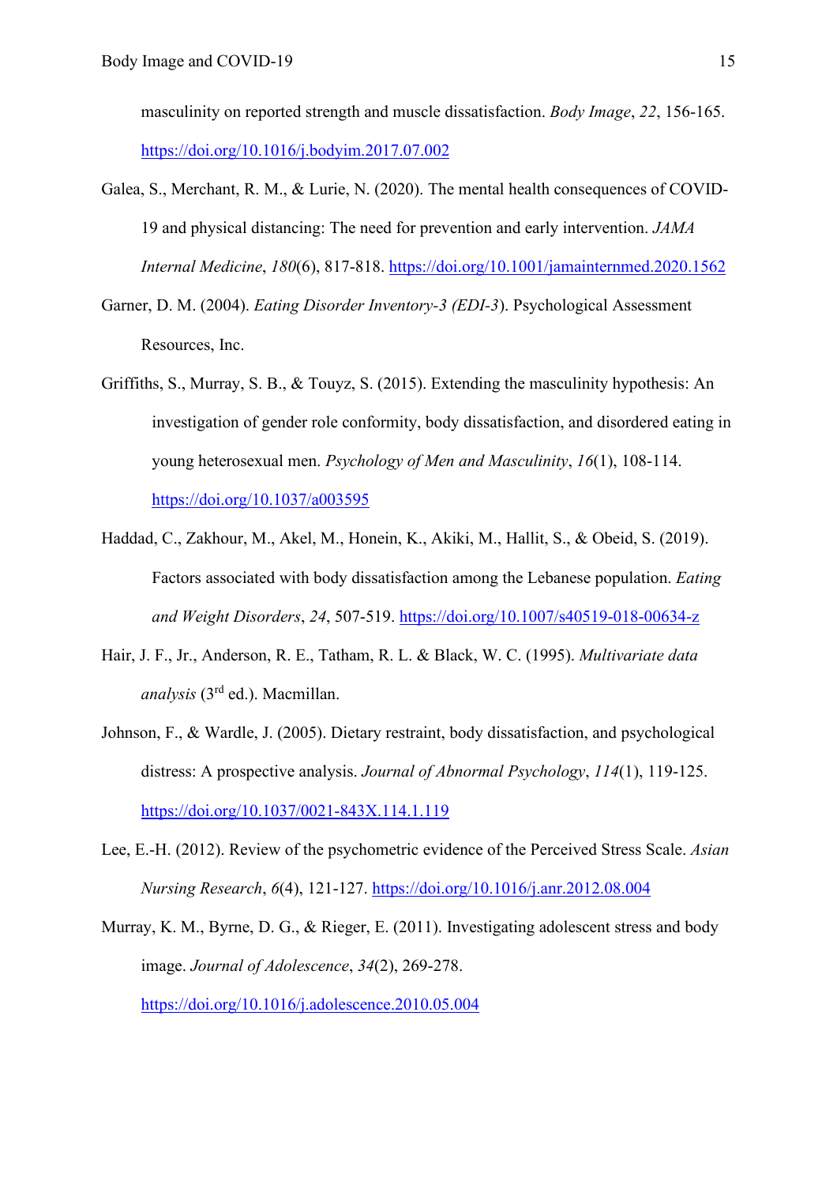masculinity on reported strength and muscle dissatisfaction. *Body Image*, *22*, 156-165. https://doi.org/10.1016/j.bodyim.2017.07.002

Galea, S., Merchant, R. M., & Lurie, N. (2020). The mental health consequences of COVID-19 and physical distancing: The need for prevention and early intervention. *JAMA Internal Medicine*, *180*(6), 817-818. https://doi.org/10.1001/jamainternmed.2020.1562

Garner, D. M. (2004). *Eating Disorder Inventory-3 (EDI-3*). Psychological Assessment Resources, Inc.

Griffiths, S., Murray, S. B., & Touyz, S. (2015). Extending the masculinity hypothesis: An investigation of gender role conformity, body dissatisfaction, and disordered eating in young heterosexual men. *Psychology of Men and Masculinity*, *16*(1), 108-114. https://doi.org/10.1037/a003595

Haddad, C., Zakhour, M., Akel, M., Honein, K., Akiki, M., Hallit, S., & Obeid, S. (2019). Factors associated with body dissatisfaction among the Lebanese population. *Eating and Weight Disorders*, *24*, 507-519. https://doi.org/10.1007/s40519-018-00634-z

Hair, J. F., Jr., Anderson, R. E., Tatham, R. L. & Black, W. C. (1995). *Multivariate data analysis* (3rd ed.). Macmillan.

Johnson, F., & Wardle, J. (2005). Dietary restraint, body dissatisfaction, and psychological distress: A prospective analysis. *Journal of Abnormal Psychology*, *114*(1), 119-125. https://doi.org/10.1037/0021-843X.114.1.119

Lee, E.-H. (2012). Review of the psychometric evidence of the Perceived Stress Scale. *Asian Nursing Research*, *6*(4), 121-127. https://doi.org/10.1016/j.anr.2012.08.004

Murray, K. M., Byrne, D. G., & Rieger, E. (2011). Investigating adolescent stress and body image. *Journal of Adolescence*, *34*(2), 269-278. https://doi.org/10.1016/j.adolescence.2010.05.004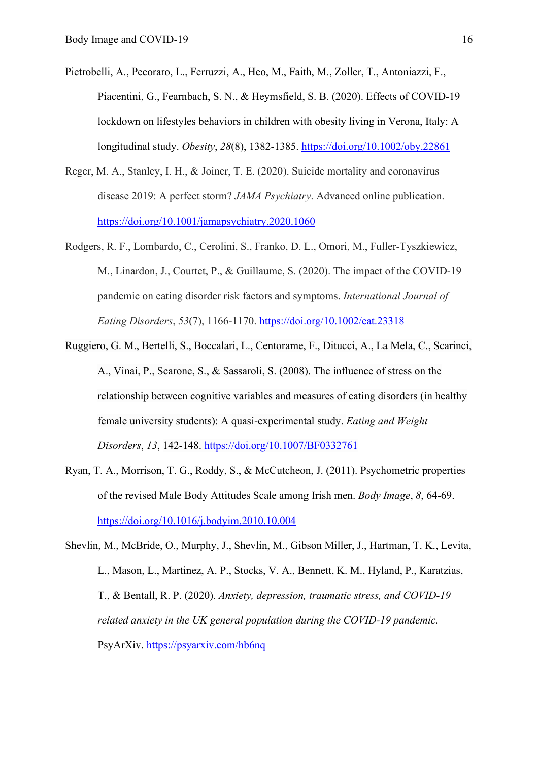Pietrobelli, A., Pecoraro, L., Ferruzzi, A., Heo, M., Faith, M., Zoller, T., Antoniazzi, F., Piacentini, G., Fearnbach, S. N., & Heymsfield, S. B. (2020). Effects of COVID-19 lockdown on lifestyles behaviors in children with obesity living in Verona, Italy: A longitudinal study. *Obesity*, *28*(8), 1382-1385. https://doi.org/10.1002/oby.22861

Reger, M. A., Stanley, I. H., & Joiner, T. E. (2020). Suicide mortality and coronavirus disease 2019: A perfect storm? *JAMA Psychiatry*. Advanced online publication. https://doi.org/10.1001/jamapsychiatry.2020.1060

Rodgers, R. F., Lombardo, C., Cerolini, S., Franko, D. L., Omori, M., Fuller-Tyszkiewicz, M., Linardon, J., Courtet, P., & Guillaume, S. (2020). The impact of the COVID-19 pandemic on eating disorder risk factors and symptoms. *International Journal of Eating Disorders*, *53*(7), 1166-1170. https://doi.org/10.1002/eat.23318

Ruggiero, G. M., Bertelli, S., Boccalari, L., Centorame, F., Ditucci, A., La Mela, C., Scarinci, A., Vinai, P., Scarone, S., & Sassaroli, S. (2008). The influence of stress on the relationship between cognitive variables and measures of eating disorders (in healthy female university students): A quasi-experimental study. *Eating and Weight Disorders*, *13*, 142-148. https://doi.org/10.1007/BF0332761

Ryan, T. A., Morrison, T. G., Roddy, S., & McCutcheon, J. (2011). Psychometric properties of the revised Male Body Attitudes Scale among Irish men. *Body Image*, *8*, 64-69. https://doi.org/10.1016/j.bodyim.2010.10.004

Shevlin, M., McBride, O., Murphy, J., Shevlin, M., Gibson Miller, J., Hartman, T. K., Levita, L., Mason, L., Martinez, A. P., Stocks, V. A., Bennett, K. M., Hyland, P., Karatzias, T., & Bentall, R. P. (2020). *Anxiety, depression, traumatic stress, and COVID-19 related anxiety in the UK general population during the COVID-19 pandemic.* PsyArXiv. https://psyarxiv.com/hb6nq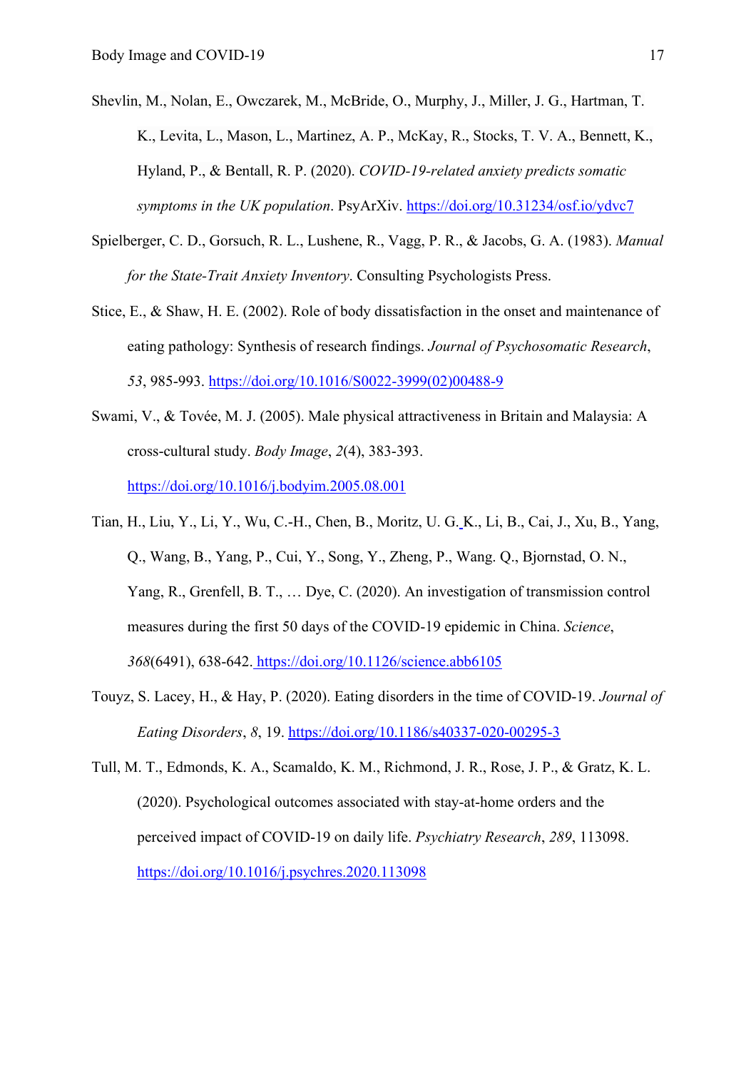Shevlin, M., Nolan, E., Owczarek, M., McBride, O., Murphy, J., Miller, J. G., Hartman, T. K., Levita, L., Mason, L., Martinez, A. P., McKay, R., Stocks, T. V. A., Bennett, K., Hyland, P., & Bentall, R. P. (2020). *COVID-19-related anxiety predicts somatic symptoms in the UK population*. PsyArXiv. https://doi.org/10.31234/osf.io/ydvc7

Spielberger, C. D., Gorsuch, R. L., Lushene, R., Vagg, P. R., & Jacobs, G. A. (1983). *Manual for the State-Trait Anxiety Inventory*. Consulting Psychologists Press.

Stice, E., & Shaw, H. E. (2002). Role of body dissatisfaction in the onset and maintenance of eating pathology: Synthesis of research findings. *Journal of Psychosomatic Research*, *53*, 985-993. https://doi.org/10.1016/S0022-3999(02)00488-9

Swami, V., & Tovée, M. J. (2005). Male physical attractiveness in Britain and Malaysia: A cross-cultural study. *Body Image*, *2*(4), 383-393. https://doi.org/10.1016/j.bodyim.2005.08.001

Tian, H., Liu, Y., Li, Y., Wu, C.-H., Chen, B., Moritz, U. G. K., Li, B., Cai, J., Xu, B., Yang, Q., Wang, B., Yang, P., Cui, Y., Song, Y., Zheng, P., Wang. Q., Bjornstad, O. N., Yang, R., Grenfell, B. T., … Dye, C. (2020). An investigation of transmission control measures during the first 50 days of the COVID-19 epidemic in China. *Science*, *368*(6491), 638-642. https://doi.org/10.1126/science.abb6105

Touyz, S. Lacey, H., & Hay, P. (2020). Eating disorders in the time of COVID-19. *Journal of Eating Disorders*, *8*, 19. https://doi.org/10.1186/s40337-020-00295-3

Tull, M. T., Edmonds, K. A., Scamaldo, K. M., Richmond, J. R., Rose, J. P., & Gratz, K. L. (2020). Psychological outcomes associated with stay-at-home orders and the perceived impact of COVID-19 on daily life. *Psychiatry Research*, *289*, 113098. https://doi.org/10.1016/j.psychres.2020.113098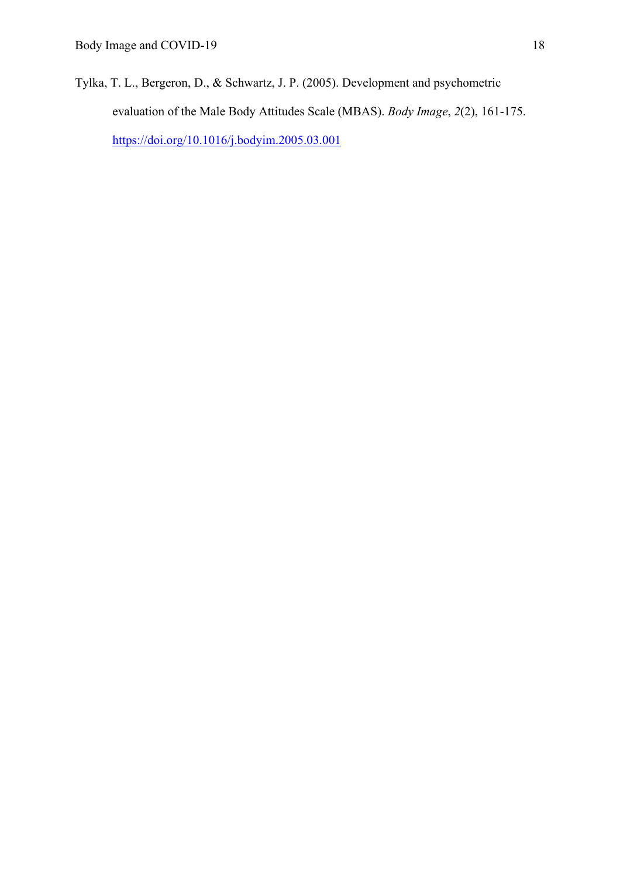Tylka, T. L., Bergeron, D., & Schwartz, J. P. (2005). Development and psychometric evaluation of the Male Body Attitudes Scale (MBAS). *Body Image*, *2*(2), 161-175. https://doi.org/10.1016/j.bodyim.2005.03.001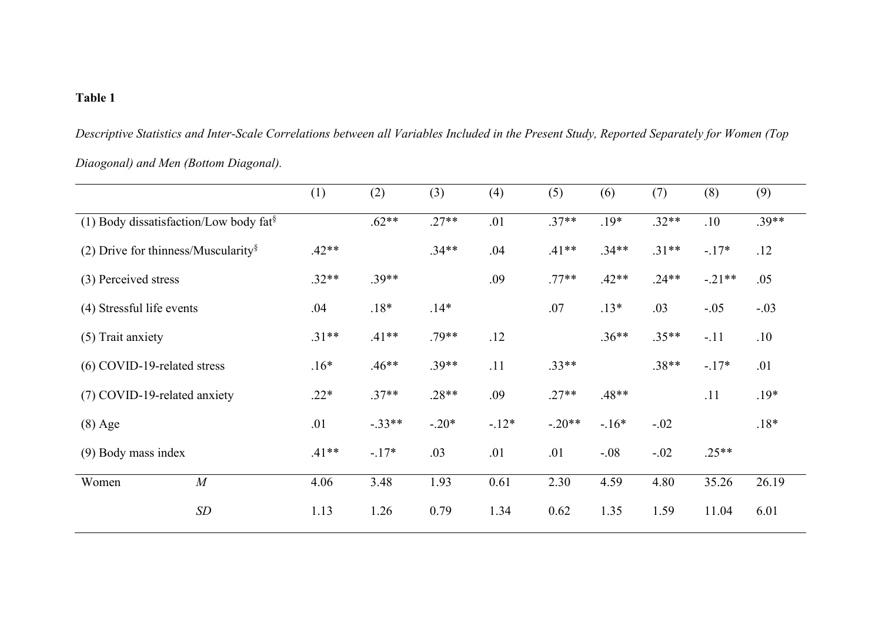**Table 1**

*Descriptive Statistics and Inter-Scale Correlations between all Variables Included in the Present Study, Reported Separately for Women (Top Diagonal) and Men (Bottom Diagonal).*

| | | (1) | (2) | (3) | (4) | (5) | (6) | (7) | (8) | (9) |
|---|---|---|---|---|---|---|---|---|---|---|
| (1) Body dissatisfaction/Low body fat[§] | | | .62** | .27** | .01 | .37** | .19* | .32** | .10 | .39** |
| (2) Drive for thinness/Muscularity[§] | | .42** | | .34** | .04 | .41** | .34** | .31** | -.17* | .12 |
| (3) Perceived stress | | .32** | .39** | | .09 | .77** | .42** | .24** | -.21** | .05 |
| (4) Stressful life events | | .04 | .18* | .14* | | .07 | .13* | .03 | -.05 | -.03 |
| (5) Trait anxiety | | .31** | .41** | .79** | .12 | | .36** | .35** | -.11 | .10 |
| (6) COVID-19-related stress | | .16* | .46** | .39** | .11 | .33** | | .38** | -.17* | .01 |
| (7) COVID-19-related anxiety | | .22* | .37** | .28** | .09 | .27** | .48** | | .11 | .19* |
| (8) Age | | .01 | -.33** | -.20* | -.12* | -.20** | -.16* | -.02 | | .18* |
| (9) Body mass index | | .41** | -.17* | .03 | .01 | .01 | -.08 | -.02 | .25** | |
| Women | *M* | 4.06 | 3.48 | 1.93 | 0.61 | 2.30 | 4.59 | 4.80 | 35.26 | 26.19 |
| | *SD* | 1.13 | 1.26 | 0.79 | 1.34 | 0.62 | 1.35 | 1.59 | 11.04 | 6.01 |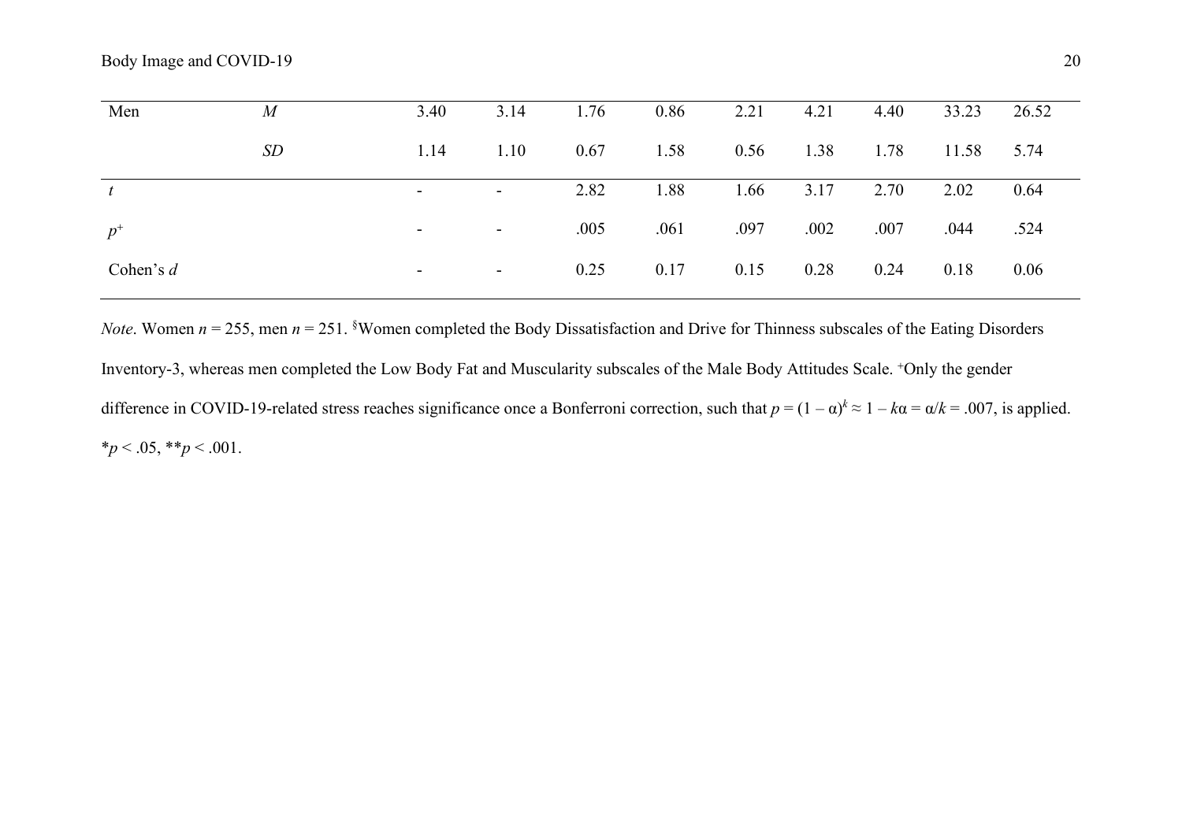| | | | | | | | | | | |
|---|---|---|---|---|---|---|---|---|---|---|
| Men | *M* | 3.40 | 3.14 | 1.76 | 0.86 | 2.21 | 4.21 | 4.40 | 33.23 | 26.52 |
| | *SD* | 1.14 | 1.10 | 0.67 | 1.58 | 0.56 | 1.38 | 1.78 | 11.58 | 5.74 |
| *t* | | - | - | 2.82 | 1.88 | 1.66 | 3.17 | 2.70 | 2.02 | 0.64 |
| $p^{+}$ | | - | - | .005 | .061 | .097 | .002 | .007 | .044 | .524 |
| Cohen's *d* | | - | - | 0.25 | 0.17 | 0.15 | 0.28 | 0.24 | 0.18 | 0.06 |

*Note*. Women $n = 255$, men $n = 251$. [§]Women completed the Body Dissatisfaction and Drive for Thinness subscales of the Eating Disorders Inventory-3, whereas men completed the Low Body Fat and Muscularity subscales of the Male Body Attitudes Scale. [+]Only the gender difference in COVID-19-related stress reaches significance once a Bonferroni correction, such that $p = (1 - \alpha)^k \approx 1 - k\alpha = \alpha/k = .007$, is applied. \*$p < .05$, \*\*$p < .001$.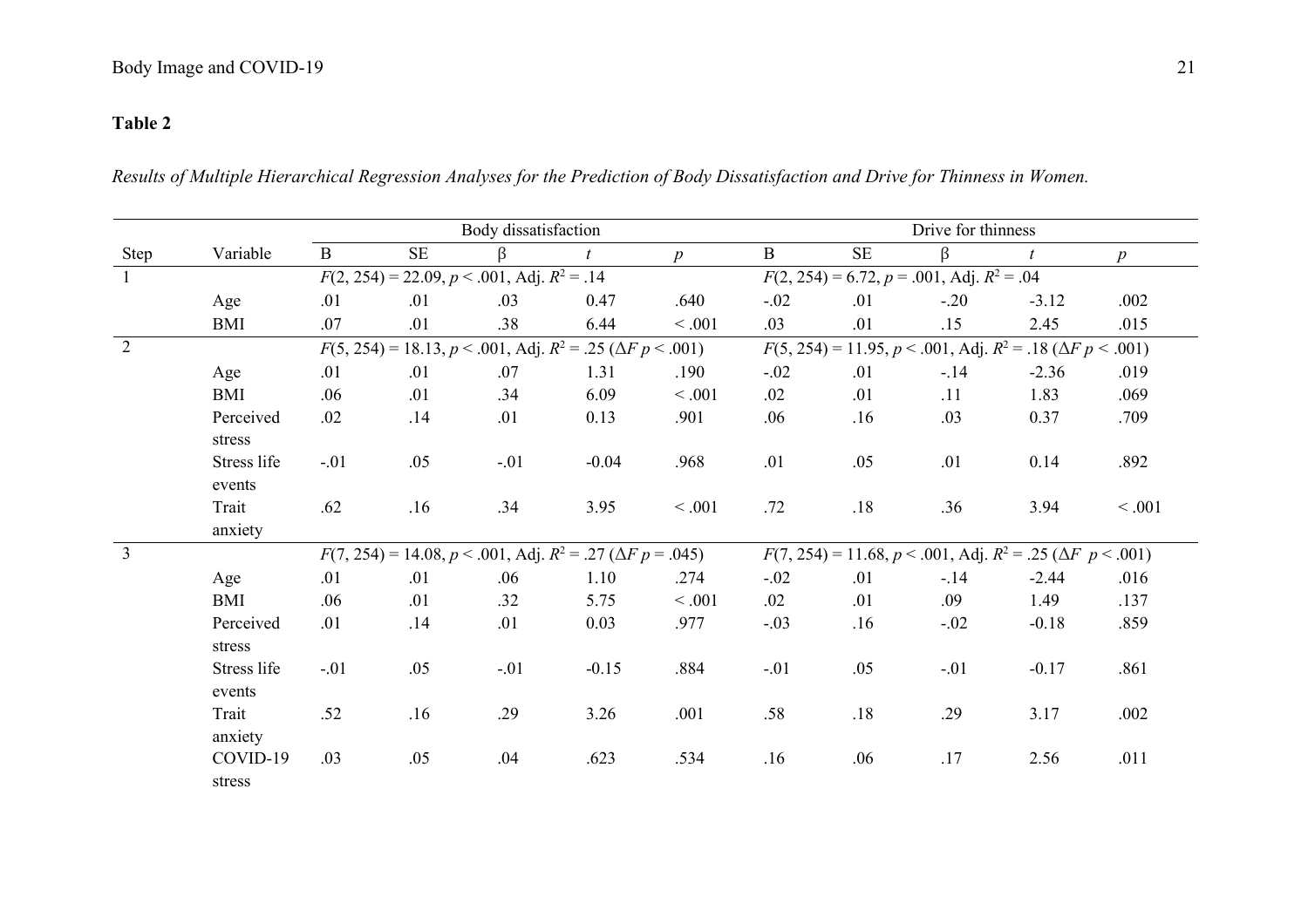**Table 2**

*Results of Multiple Hierarchical Regression Analyses for the Prediction of Body Dissatisfaction and Drive for Thinness in Women.*

| | | Body dissatisfaction | | | | | Drive for thinness | | | | |
|---|---|---|---|---|---|---|---|---|---|---|---|
| Step | Variable | B | SE | β | *t* | *p* | B | SE | β | *t* | *p* |
| 1 | | $F(2, 254) = 22.09$, $p < .001$, Adj. $R^2 = .14$ | | | | | $F(2, 254) = 6.72$, $p = .001$, Adj. $R^2 = .04$ | | | | |
| | Age | .01 | .01 | .03 | 0.47 | .640 | -.02 | .01 | -.20 | -3.12 | .002 |
| | BMI | .07 | .01 | .38 | 6.44 | < .001 | .03 | .01 | .15 | 2.45 | .015 |
| 2 | | $F(5, 254) = 18.13$, $p < .001$, Adj. $R^2 = .25$ ($\Delta F$ $p < .001$) | | | | | $F(5, 254) = 11.95$, $p < .001$, Adj. $R^2 = .18$ ($\Delta F$ $p < .001$) | | | | |
| | Age | .01 | .01 | .07 | 1.31 | .190 | -.02 | .01 | -.14 | -2.36 | .019 |
| | BMI | .06 | .01 | .34 | 6.09 | < .001 | .02 | .01 | .11 | 1.83 | .069 |
| | Perceived stress | .02 | .14 | .01 | 0.13 | .901 | .06 | .16 | .03 | 0.37 | .709 |
| | Stress life events | -.01 | .05 | -.01 | -0.04 | .968 | .01 | .05 | .01 | 0.14 | .892 |
| | Trait anxiety | .62 | .16 | .34 | 3.95 | < .001 | .72 | .18 | .36 | 3.94 | < .001 |
| 3 | | $F(7, 254) = 14.08$, $p < .001$, Adj. $R^2 = .27$ ($\Delta F$ $p = .045$) | | | | | $F(7, 254) = 11.68$, $p < .001$, Adj. $R^2 = .25$ ($\Delta F$ $p < .001$) | | | | |
| | Age | .01 | .01 | .06 | 1.10 | .274 | -.02 | .01 | -.14 | -2.44 | .016 |
| | BMI | .06 | .01 | .32 | 5.75 | < .001 | .02 | .01 | .09 | 1.49 | .137 |
| | Perceived stress | .01 | .14 | .01 | 0.03 | .977 | -.03 | .16 | -.02 | -0.18 | .859 |
| | Stress life events | -.01 | .05 | -.01 | -0.15 | .884 | -.01 | .05 | -.01 | -0.17 | .861 |
| | Trait anxiety | .52 | .16 | .29 | 3.26 | .001 | .58 | .18 | .29 | 3.17 | .002 |
| | COVID-19 stress | .03 | .05 | .04 | .623 | .534 | .16 | .06 | .17 | 2.56 | .011 |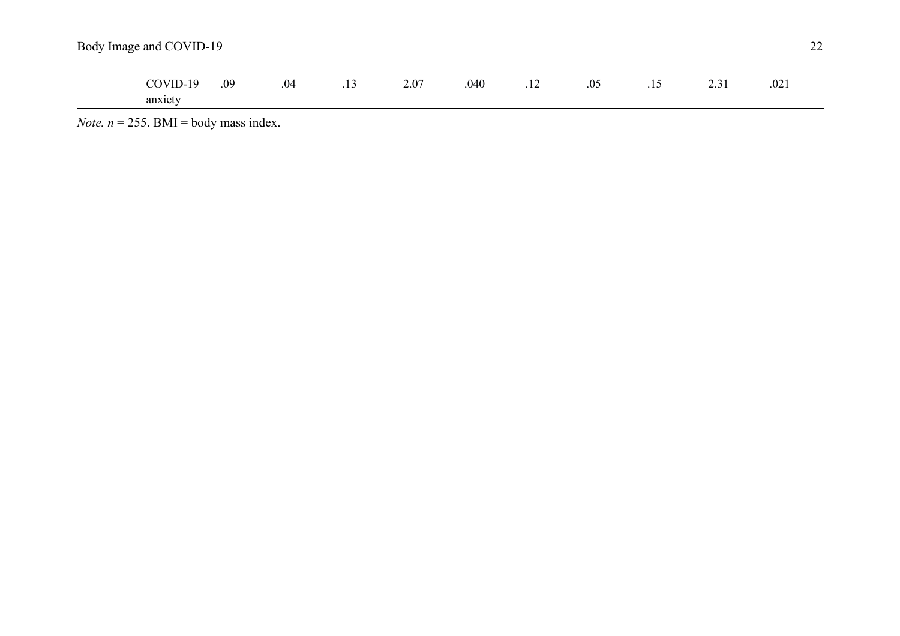| | | | | | | | | | | |
|---|---|---|---|---|---|---|---|---|---|---|
| COVID-19 anxiety | .09 | .04 | .13 | 2.07 | .040 | .12 | .05 | .15 | 2.31 | .021 |

*Note.* $n$ = 255. BMI = body mass index.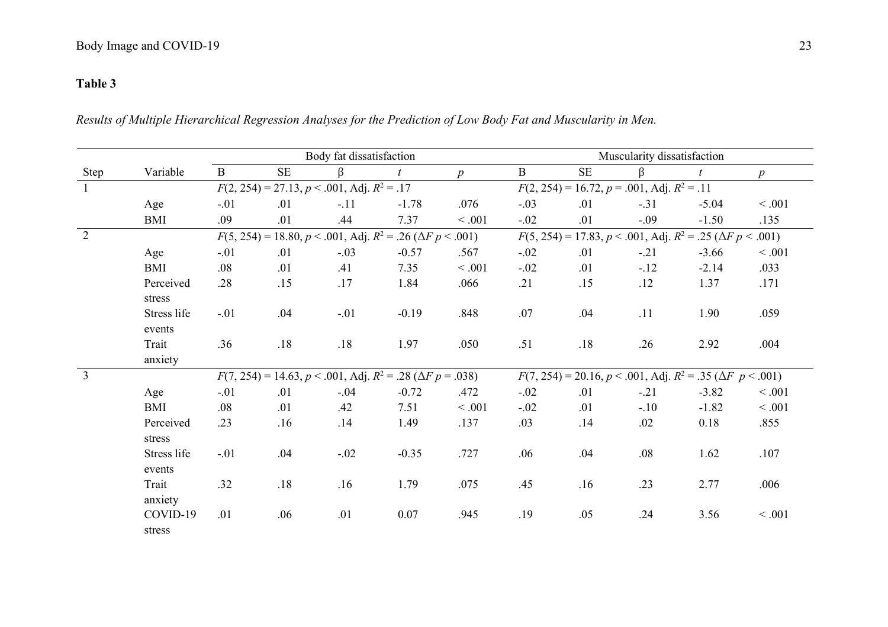**Table 3**

*Results of Multiple Hierarchical Regression Analyses for the Prediction of Low Body Fat and Muscularity in Men.*

| | | Body fat dissatisfaction | | | | | Muscularity dissatisfaction | | | | |
|---|---|---|---|---|---|---|---|---|---|---|---|
| Step | Variable | B | SE | β | *t* | *p* | B | SE | β | *t* | *p* |
| 1 | | $F(2, 254) = 27.13$, $p < .001$, Adj. $R^2 = .17$ | | | | | $F(2, 254) = 16.72$, $p = .001$, Adj. $R^2 = .11$ | | | | |
| | Age | -.01 | .01 | -.11 | -1.78 | .076 | -.03 | .01 | -.31 | -5.04 | < .001 |
| | BMI | .09 | .01 | .44 | 7.37 | < .001 | -.02 | .01 | -.09 | -1.50 | .135 |
| 2 | | $F(5, 254) = 18.80$, $p < .001$, Adj. $R^2 = .26$ ($\Delta F$ $p < .001$) | | | | | $F(5, 254) = 17.83$, $p < .001$, Adj. $R^2 = .25$ ($\Delta F$ $p < .001$) | | | | |
| | Age | -.01 | .01 | -.03 | -0.57 | .567 | -.02 | .01 | -.21 | -3.66 | < .001 |
| | BMI | .08 | .01 | .41 | 7.35 | < .001 | -.02 | .01 | -.12 | -2.14 | .033 |
| | Perceived stress | .28 | .15 | .17 | 1.84 | .066 | .21 | .15 | .12 | 1.37 | .171 |
| | Stress life events | -.01 | .04 | -.01 | -0.19 | .848 | .07 | .04 | .11 | 1.90 | .059 |
| | Trait anxiety | .36 | .18 | .18 | 1.97 | .050 | .51 | .18 | .26 | 2.92 | .004 |
| 3 | | $F(7, 254) = 14.63$, $p < .001$, Adj. $R^2 = .28$ ($\Delta F$ $p = .038$) | | | | | $F(7, 254) = 20.16$, $p < .001$, Adj. $R^2 = .35$ ($\Delta F$ $p < .001$) | | | | |
| | Age | -.01 | .01 | -.04 | -0.72 | .472 | -.02 | .01 | -.21 | -3.82 | < .001 |
| | BMI | .08 | .01 | .42 | 7.51 | < .001 | -.02 | .01 | -.10 | -1.82 | < .001 |
| | Perceived stress | .23 | .16 | .14 | 1.49 | .137 | .03 | .14 | .02 | 0.18 | .855 |
| | Stress life events | -.01 | .04 | -.02 | -0.35 | .727 | .06 | .04 | .08 | 1.62 | .107 |
| | Trait anxiety | .32 | .18 | .16 | 1.79 | .075 | .45 | .16 | .23 | 2.77 | .006 |
| | COVID-19 stress | .01 | .06 | .01 | 0.07 | .945 | .19 | .05 | .24 | 3.56 | < .001 |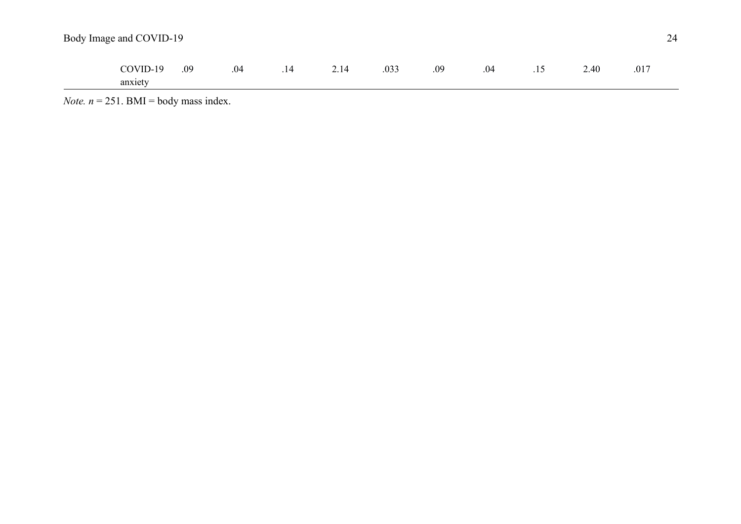| | | | | | | | | | | |
|---|---|---|---|---|---|---|---|---|---|---|
| COVID-19 anxiety | .09 | .04 | .14 | 2.14 | .033 | .09 | .04 | .15 | 2.40 | .017 |

*Note.* $n = 251$. BMI = body mass index.